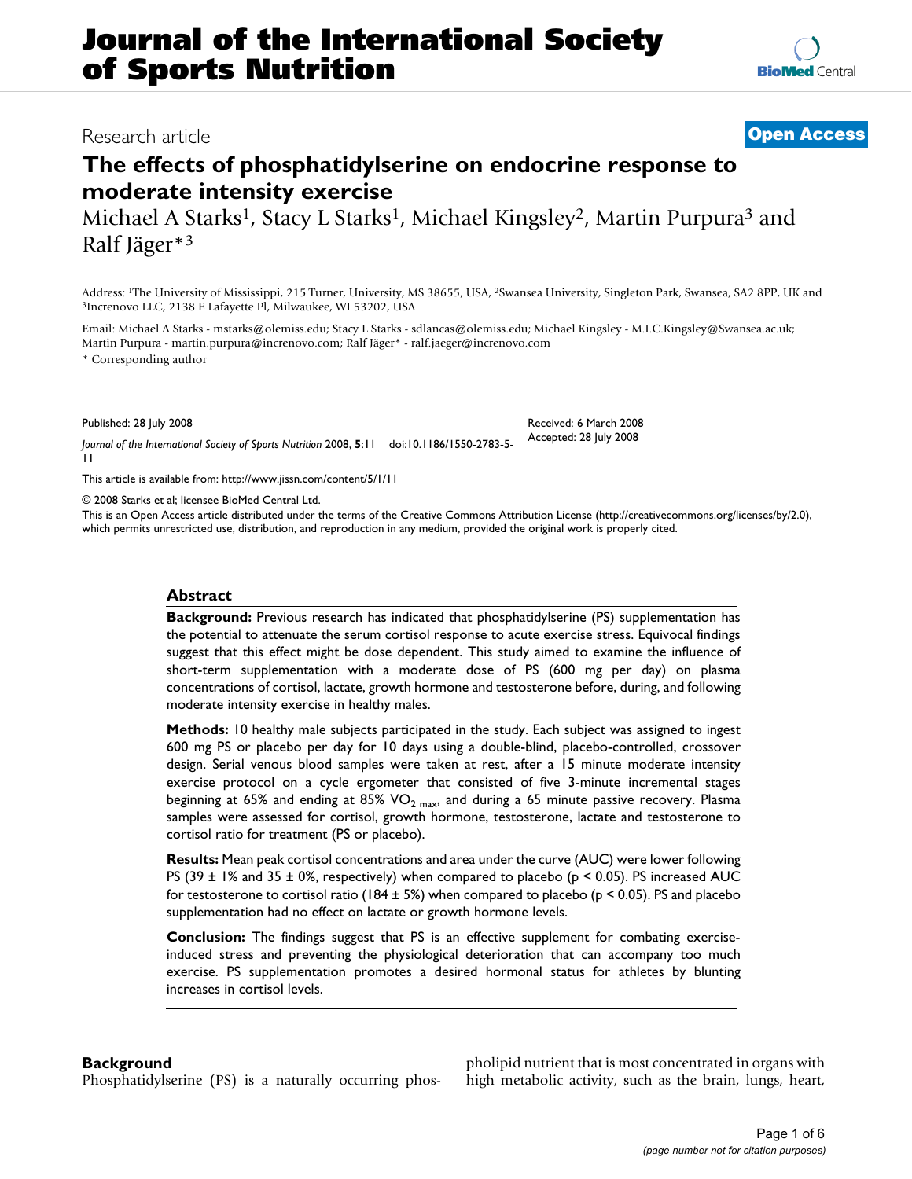# Journal of the International Society of Sports Nutrition

Research article

**Open Access**

## The effects of phosphatidylserine on endocrine response to moderate intensity exercise

Michael A Starks[1], Stacy L Starks[1], Michael Kingsley[2], Martin Purpura[3] and Ralf Jäger*[3]

Address: [1]The University of Mississippi, 215 Turner, University, MS 38655, USA, [2]Swansea University, Singleton Park, Swansea, SA2 8PP, UK and [3]Increnovo LLC, 2138 E Lafayette Pl, Milwaukee, WI 53202, USA

Email: Michael A Starks - mstarks@olemiss.edu; Stacy L Starks - sdlancas@olemiss.edu; Michael Kingsley - M.I.C.Kingsley@Swansea.ac.uk; Martin Purpura - martin.purpura@increnovo.com; Ralf Jäger* - ralf.jaeger@increnovo.com

\* Corresponding author

Published: 28 July 2008

*Journal of the International Society of Sports Nutrition* 2008, **5**:11 doi:10.1186/1550-2783-5-11

Received: 6 March 2008
Accepted: 28 July 2008

This article is available from: http://www.jissn.com/content/5/1/11

© 2008 Starks et al; licensee BioMed Central Ltd.
This is an Open Access article distributed under the terms of the Creative Commons Attribution License (http://creativecommons.org/licenses/by/2.0), which permits unrestricted use, distribution, and reproduction in any medium, provided the original work is properly cited.

### Abstract

**Background:** Previous research has indicated that phosphatidylserine (PS) supplementation has the potential to attenuate the serum cortisol response to acute exercise stress. Equivocal findings suggest that this effect might be dose dependent. This study aimed to examine the influence of short-term supplementation with a moderate dose of PS (600 mg per day) on plasma concentrations of cortisol, lactate, growth hormone and testosterone before, during, and following moderate intensity exercise in healthy males.

**Methods:** 10 healthy male subjects participated in the study. Each subject was assigned to ingest 600 mg PS or placebo per day for 10 days using a double-blind, placebo-controlled, crossover design. Serial venous blood samples were taken at rest, after a 15 minute moderate intensity exercise protocol on a cycle ergometer that consisted of five 3-minute incremental stages beginning at 65% and ending at 85% $VO_{2\ max}$, and during a 65 minute passive recovery. Plasma samples were assessed for cortisol, growth hormone, testosterone, lactate and testosterone to cortisol ratio for treatment (PS or placebo).

**Results:** Mean peak cortisol concentrations and area under the curve (AUC) were lower following PS (39 ± 1% and 35 ± 0%, respectively) when compared to placebo ($p < 0.05$). PS increased AUC for testosterone to cortisol ratio (184 ± 5%) when compared to placebo ($p < 0.05$). PS and placebo supplementation had no effect on lactate or growth hormone levels.

**Conclusion:** The findings suggest that PS is an effective supplement for combating exercise-induced stress and preventing the physiological deterioration that can accompany too much exercise. PS supplementation promotes a desired hormonal status for athletes by blunting increases in cortisol levels.

### Background

Phosphatidylserine (PS) is a naturally occurring phospholipid nutrient that is most concentrated in organs with high metabolic activity, such as the brain, lungs, heart,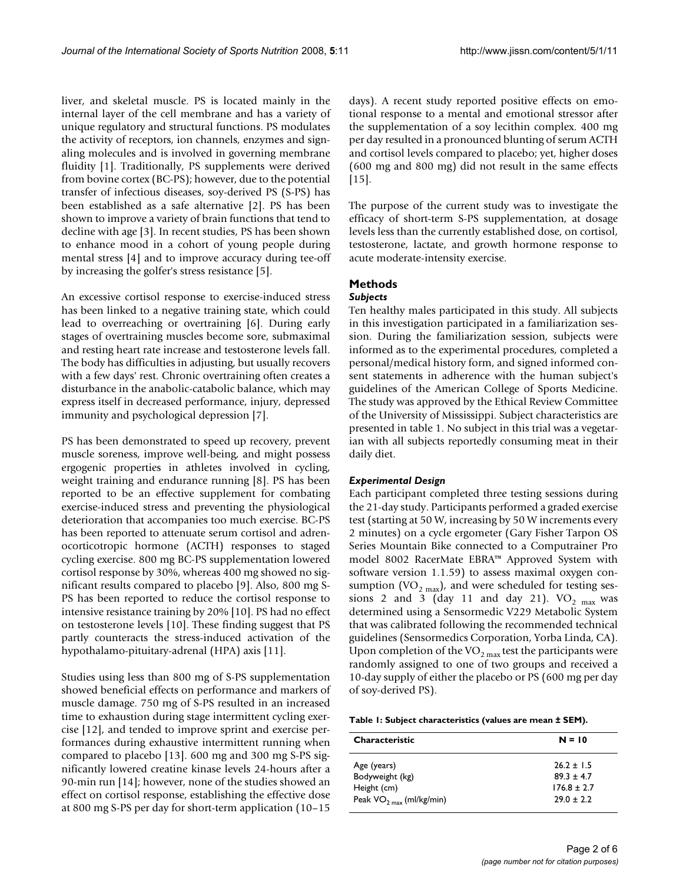liver, and skeletal muscle. PS is located mainly in the internal layer of the cell membrane and has a variety of unique regulatory and structural functions. PS modulates the activity of receptors, ion channels, enzymes and signaling molecules and is involved in governing membrane fluidity [1]. Traditionally, PS supplements were derived from bovine cortex (BC-PS); however, due to the potential transfer of infectious diseases, soy-derived PS (S-PS) has been established as a safe alternative [2]. PS has been shown to improve a variety of brain functions that tend to decline with age [3]. In recent studies, PS has been shown to enhance mood in a cohort of young people during mental stress [4] and to improve accuracy during tee-off by increasing the golfer's stress resistance [5].

An excessive cortisol response to exercise-induced stress has been linked to a negative training state, which could lead to overreaching or overtraining [6]. During early stages of overtraining muscles become sore, submaximal and resting heart rate increase and testosterone levels fall. The body has difficulties in adjusting, but usually recovers with a few days' rest. Chronic overtraining often creates a disturbance in the anabolic-catabolic balance, which may express itself in decreased performance, injury, depressed immunity and psychological depression [7].

PS has been demonstrated to speed up recovery, prevent muscle soreness, improve well-being, and might possess ergogenic properties in athletes involved in cycling, weight training and endurance running [8]. PS has been reported to be an effective supplement for combating exercise-induced stress and preventing the physiological deterioration that accompanies too much exercise. BC-PS has been reported to attenuate serum cortisol and adrenocorticotropic hormone (ACTH) responses to staged cycling exercise. 800 mg BC-PS supplementation lowered cortisol response by 30%, whereas 400 mg showed no significant results compared to placebo [9]. Also, 800 mg S-PS has been reported to reduce the cortisol response to intensive resistance training by 20% [10]. PS had no effect on testosterone levels [10]. These finding suggest that PS partly counteracts the stress-induced activation of the hypothalamo-pituitary-adrenal (HPA) axis [11].

Studies using less than 800 mg of S-PS supplementation showed beneficial effects on performance and markers of muscle damage. 750 mg of S-PS resulted in an increased time to exhaustion during stage intermittent cycling exercise [12], and tended to improve sprint and exercise performances during exhaustive intermittent running when compared to placebo [13]. 600 mg and 300 mg S-PS significantly lowered creatine kinase levels 24-hours after a 90-min run [14]; however, none of the studies showed an effect on cortisol response, establishing the effective dose at 800 mg S-PS per day for short-term application (10–15 days). A recent study reported positive effects on emotional response to a mental and emotional stressor after the supplementation of a soy lecithin complex. 400 mg per day resulted in a pronounced blunting of serum ACTH and cortisol levels compared to placebo; yet, higher doses (600 mg and 800 mg) did not result in the same effects [15].

The purpose of the current study was to investigate the efficacy of short-term S-PS supplementation, at dosage levels less than the currently established dose, on cortisol, testosterone, lactate, and growth hormone response to acute moderate-intensity exercise.

## Methods

### *Subjects*

Ten healthy males participated in this study. All subjects in this investigation participated in a familiarization session. During the familiarization session, subjects were informed as to the experimental procedures, completed a personal/medical history form, and signed informed consent statements in adherence with the human subject's guidelines of the American College of Sports Medicine. The study was approved by the Ethical Review Committee of the University of Mississippi. Subject characteristics are presented in table 1. No subject in this trial was a vegetarian with all subjects reportedly consuming meat in their daily diet.

### *Experimental Design*

Each participant completed three testing sessions during the 21-day study. Participants performed a graded exercise test (starting at 50 W, increasing by 50 W increments every 2 minutes) on a cycle ergometer (Gary Fisher Tarpon OS Series Mountain Bike connected to a Computrainer Pro model 8002 RacerMate EBRA™ Approved System with software version 1.1.59) to assess maximal oxygen consumption ($VO_{2\,max}$), and were scheduled for testing sessions 2 and 3 (day 11 and day 21). $VO_{2\,max}$ was determined using a Sensormedic V229 Metabolic System that was calibrated following the recommended technical guidelines (Sensormedics Corporation, Yorba Linda, CA). Upon completion of the $VO_{2\,max}$ test the participants were randomly assigned to one of two groups and received a 10-day supply of either the placebo or PS (600 mg per day of soy-derived PS).

**Table 1: Subject characteristics (values are mean ± SEM).**

| Characteristic | N = 10 |
|---|---|
| Age (years) | 26.2 ± 1.5 |
| Bodyweight (kg) | 89.3 ± 4.7 |
| Height (cm) | 176.8 ± 2.7 |
| Peak $VO_{2\,max}$ (ml/kg/min) | 29.0 ± 2.2 |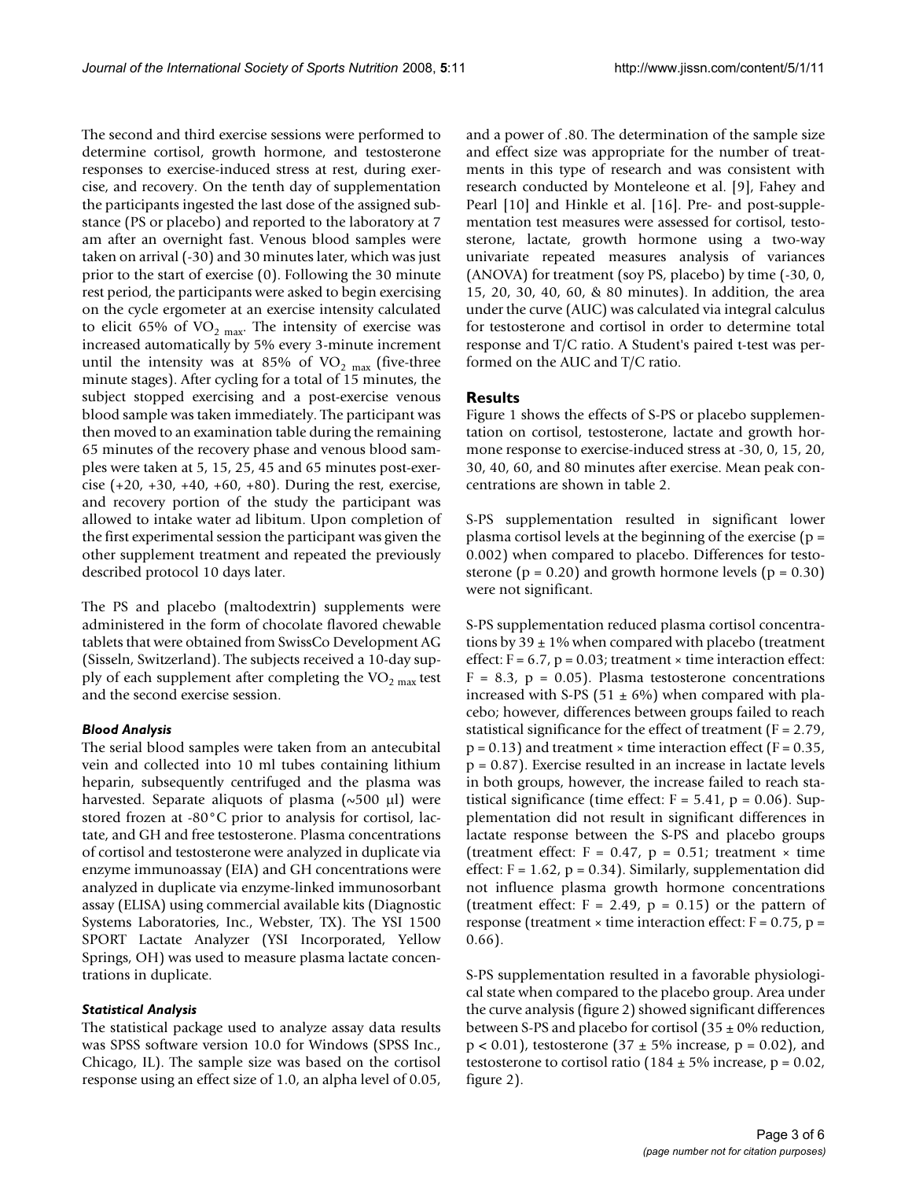The second and third exercise sessions were performed to determine cortisol, growth hormone, and testosterone responses to exercise-induced stress at rest, during exercise, and recovery. On the tenth day of supplementation the participants ingested the last dose of the assigned substance (PS or placebo) and reported to the laboratory at 7 am after an overnight fast. Venous blood samples were taken on arrival (-30) and 30 minutes later, which was just prior to the start of exercise (0). Following the 30 minute rest period, the participants were asked to begin exercising on the cycle ergometer at an exercise intensity calculated to elicit 65% of $VO_{2\ max}$. The intensity of exercise was increased automatically by 5% every 3-minute increment until the intensity was at 85% of $VO_{2\ max}$ (five-three minute stages). After cycling for a total of 15 minutes, the subject stopped exercising and a post-exercise venous blood sample was taken immediately. The participant was then moved to an examination table during the remaining 65 minutes of the recovery phase and venous blood samples were taken at 5, 15, 25, 45 and 65 minutes post-exercise (+20, +30, +40, +60, +80). During the rest, exercise, and recovery portion of the study the participant was allowed to intake water ad libitum. Upon completion of the first experimental session the participant was given the other supplement treatment and repeated the previously described protocol 10 days later.

The PS and placebo (maltodextrin) supplements were administered in the form of chocolate flavored chewable tablets that were obtained from SwissCo Development AG (Sisseln, Switzerland). The subjects received a 10-day supply of each supplement after completing the $VO_{2\ max}$ test and the second exercise session.

### *Blood Analysis*

The serial blood samples were taken from an antecubital vein and collected into 10 ml tubes containing lithium heparin, subsequently centrifuged and the plasma was harvested. Separate aliquots of plasma (~500 μl) were stored frozen at -80°C prior to analysis for cortisol, lactate, and GH and free testosterone. Plasma concentrations of cortisol and testosterone were analyzed in duplicate via enzyme immunoassay (EIA) and GH concentrations were analyzed in duplicate via enzyme-linked immunosorbant assay (ELISA) using commercial available kits (Diagnostic Systems Laboratories, Inc., Webster, TX). The YSI 1500 SPORT Lactate Analyzer (YSI Incorporated, Yellow Springs, OH) was used to measure plasma lactate concentrations in duplicate.

### *Statistical Analysis*

The statistical package used to analyze assay data results was SPSS software version 10.0 for Windows (SPSS Inc., Chicago, IL). The sample size was based on the cortisol response using an effect size of 1.0, an alpha level of 0.05, and a power of .80. The determination of the sample size and effect size was appropriate for the number of treatments in this type of research and was consistent with research conducted by Monteleone et al. [9], Fahey and Pearl [10] and Hinkle et al. [16]. Pre- and post-supplementation test measures were assessed for cortisol, testosterone, lactate, growth hormone using a two-way univariate repeated measures analysis of variances (ANOVA) for treatment (soy PS, placebo) by time (-30, 0, 15, 20, 30, 40, 60, & 80 minutes). In addition, the area under the curve (AUC) was calculated via integral calculus for testosterone and cortisol in order to determine total response and T/C ratio. A Student's paired t-test was performed on the AUC and T/C ratio.

## Results

Figure 1 shows the effects of S-PS or placebo supplementation on cortisol, testosterone, lactate and growth hormone response to exercise-induced stress at -30, 0, 15, 20, 30, 40, 60, and 80 minutes after exercise. Mean peak concentrations are shown in table 2.

S-PS supplementation resulted in significant lower plasma cortisol levels at the beginning of the exercise ($p = 0.002$) when compared to placebo. Differences for testosterone ($p = 0.20$) and growth hormone levels ($p = 0.30$) were not significant.

S-PS supplementation reduced plasma cortisol concentrations by 39 ± 1% when compared with placebo (treatment effect: $F = 6.7$, $p = 0.03$; treatment × time interaction effect: $F = 8.3$, $p = 0.05$). Plasma testosterone concentrations increased with S-PS (51 ± 6%) when compared with placebo; however, differences between groups failed to reach statistical significance for the effect of treatment ($F = 2.79$, $p = 0.13$) and treatment × time interaction effect ($F = 0.35$, $p = 0.87$). Exercise resulted in an increase in lactate levels in both groups, however, the increase failed to reach statistical significance (time effect: $F = 5.41$, $p = 0.06$). Supplementation did not result in significant differences in lactate response between the S-PS and placebo groups (treatment effect: $F = 0.47$, $p = 0.51$; treatment × time effect: $F = 1.62$, $p = 0.34$). Similarly, supplementation did not influence plasma growth hormone concentrations (treatment effect: $F = 2.49$, $p = 0.15$) or the pattern of response (treatment × time interaction effect: $F = 0.75$, $p = 0.66$).

S-PS supplementation resulted in a favorable physiological state when compared to the placebo group. Area under the curve analysis (figure 2) showed significant differences between S-PS and placebo for cortisol (35 ± 0% reduction, $p < 0.01$), testosterone (37 ± 5% increase, $p = 0.02$), and testosterone to cortisol ratio (184 ± 5% increase, $p = 0.02$, figure 2).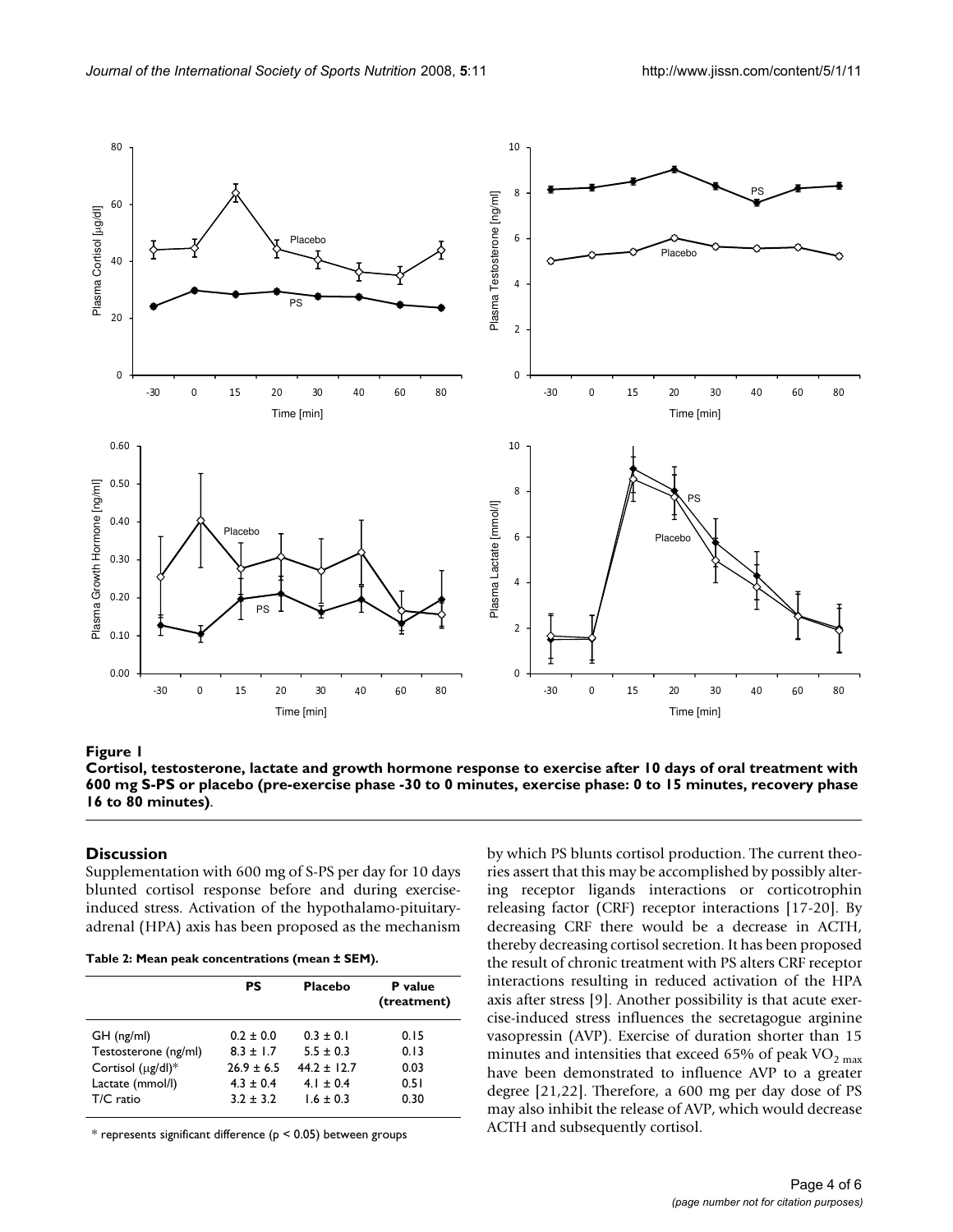**Figure 1**

**Cortisol, testosterone, lactate and growth hormone response to exercise after 10 days of oral treatment with 600 mg S-PS or placebo (pre-exercise phase -30 to 0 minutes, exercise phase: 0 to 15 minutes, recovery phase 16 to 80 minutes)**.

## Discussion

Supplementation with 600 mg of S-PS per day for 10 days blunted cortisol response before and during exercise-induced stress. Activation of the hypothalamo-pituitary-adrenal (HPA) axis has been proposed as the mechanism by which PS blunts cortisol production. The current theories assert that this may be accomplished by possibly altering receptor ligands interactions or corticotrophin releasing factor (CRF) receptor interactions [17-20]. By decreasing CRF there would be a decrease in ACTH, thereby decreasing cortisol secretion. It has been proposed the result of chronic treatment with PS alters CRF receptor interactions resulting in reduced activation of the HPA axis after stress [9]. Another possibility is that acute exercise-induced stress influences the secretagogue arginine vasopressin (AVP). Exercise of duration shorter than 15 minutes and intensities that exceed 65% of peak $VO_{2\,max}$ have been demonstrated to influence AVP to a greater degree [21,22]. Therefore, a 600 mg per day dose of PS may also inhibit the release of AVP, which would decrease ACTH and subsequently cortisol.

**Table 2: Mean peak concentrations (mean ± SEM).**

| | PS | Placebo | P value (treatment) |
|---|---|---|---|
| GH (ng/ml) | 0.2 ± 0.0 | 0.3 ± 0.1 | 0.15 |
| Testosterone (ng/ml) | 8.3 ± 1.7 | 5.5 ± 0.3 | 0.13 |
| Cortisol (μg/dl)* | 26.9 ± 6.5 | 44.2 ± 12.7 | 0.03 |
| Lactate (mmol/l) | 4.3 ± 0.4 | 4.1 ± 0.4 | 0.51 |
| T/C ratio | 3.2 ± 3.2 | 1.6 ± 0.3 | 0.30 |

* represents significant difference ($p < 0.05$) between groups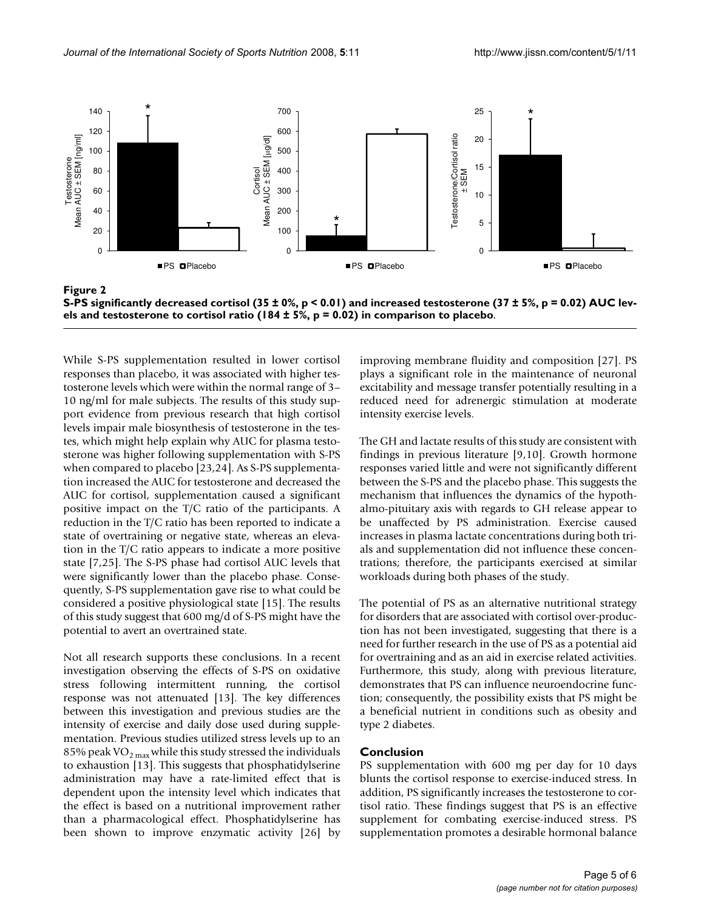**Figure 2**
**S-PS significantly decreased cortisol (35 ± 0%, $p < 0.01$) and increased testosterone (37 ± 5%, $p = 0.02$) AUC levels and testosterone to cortisol ratio (184 ± 5%, $p = 0.02$) in comparison to placebo.**

While S-PS supplementation resulted in lower cortisol responses than placebo, it was associated with higher testosterone levels which were within the normal range of 3–10 ng/ml for male subjects. The results of this study support evidence from previous research that high cortisol levels impair male biosynthesis of testosterone in the testes, which might help explain why AUC for plasma testosterone was higher following supplementation with S-PS when compared to placebo [23,24]. As S-PS supplementation increased the AUC for testosterone and decreased the AUC for cortisol, supplementation caused a significant positive impact on the T/C ratio of the participants. A reduction in the T/C ratio has been reported to indicate a state of overtraining or negative state, whereas an elevation in the T/C ratio appears to indicate a more positive state [7,25]. The S-PS phase had cortisol AUC levels that were significantly lower than the placebo phase. Consequently, S-PS supplementation gave rise to what could be considered a positive physiological state [15]. The results of this study suggest that 600 mg/d of S-PS might have the potential to avert an overtrained state.

Not all research supports these conclusions. In a recent investigation observing the effects of S-PS on oxidative stress following intermittent running, the cortisol response was not attenuated [13]. The key differences between this investigation and previous studies are the intensity of exercise and daily dose used during supplementation. Previous studies utilized stress levels up to an 85% peak $VO_{2\,max}$ while this study stressed the individuals to exhaustion [13]. This suggests that phosphatidylserine administration may have a rate-limited effect that is dependent upon the intensity level which indicates that the effect is based on a nutritional improvement rather than a pharmacological effect. Phosphatidylserine has been shown to improve enzymatic activity [26] by improving membrane fluidity and composition [27]. PS plays a significant role in the maintenance of neuronal excitability and message transfer potentially resulting in a reduced need for adrenergic stimulation at moderate intensity exercise levels.

The GH and lactate results of this study are consistent with findings in previous literature [9,10]. Growth hormone responses varied little and were not significantly different between the S-PS and the placebo phase. This suggests the mechanism that influences the dynamics of the hypothalmo-pituitary axis with regards to GH release appear to be unaffected by PS administration. Exercise caused increases in plasma lactate concentrations during both trials and supplementation did not influence these concentrations; therefore, the participants exercised at similar workloads during both phases of the study.

The potential of PS as an alternative nutritional strategy for disorders that are associated with cortisol over-production has not been investigated, suggesting that there is a need for further research in the use of PS as a potential aid for overtraining and as an aid in exercise related activities. Furthermore, this study, along with previous literature, demonstrates that PS can influence neuroendocrine function; consequently, the possibility exists that PS might be a beneficial nutrient in conditions such as obesity and type 2 diabetes.

## Conclusion

PS supplementation with 600 mg per day for 10 days blunts the cortisol response to exercise-induced stress. In addition, PS significantly increases the testosterone to cortisol ratio. These findings suggest that PS is an effective supplement for combating exercise-induced stress. PS supplementation promotes a desirable hormonal balance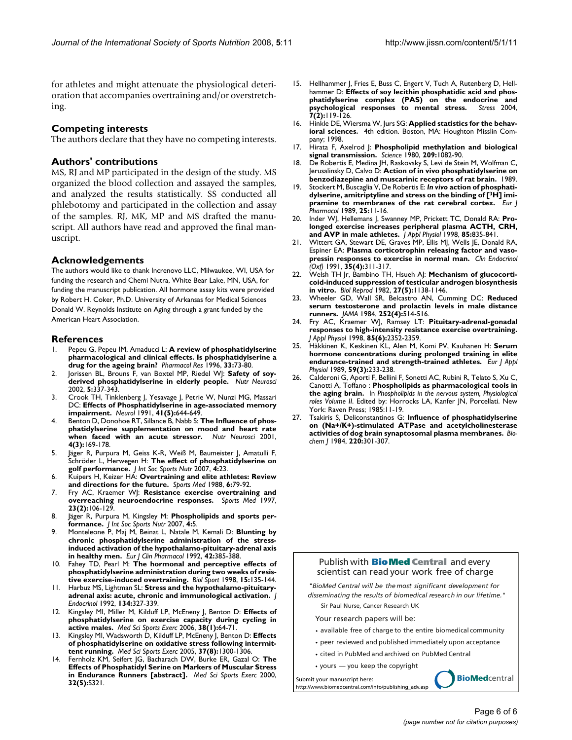for athletes and might attenuate the physiological deterioration that accompanies overtraining and/or overstretching.

## Competing interests

The authors declare that they have no competing interests.

## Authors' contributions

MS, RJ and MP participated in the design of the study. MS organized the blood collection and assayed the samples, and analyzed the results statistically. SS conducted all phlebotomy and participated in the collection and assay of the samples. RJ, MK, MP and MS drafted the manuscript. All authors have read and approved the final manuscript.

## Acknowledgements

The authors would like to thank Increnovo LLC, Milwaukee, WI, USA for funding the research and Chemi Nutra, White Bear Lake, MN, USA, for funding the manuscript publication. All hormone assay kits were provided by Robert H. Coker, Ph.D. University of Arkansas for Medical Sciences Donald W. Reynolds Institute on Aging through a grant funded by the American Heart Association.

## References

1. Pepeu G, Pepeu IM, Amaducci L: **A review of phosphatidylserine pharmacological and clinical effects. Is phosphatidylserine a drug for the ageing brain?** *Pharmacol Res* 1996, **33**:73-80.
2. Jorissen BL, Brouns F, van Boxtel MP, Riedel WJ: **Safety of soy-derived phosphatidylserine in elderly people.** *Nutr Neurosci* 2002, **5**:337-343.
3. Crook TH, Tinklenberg J, Yesavage J, Petrie W, Nunzi MG, Massari DC: **Effects of Phosphatidylserine in age-associated memory impairment.** *Neurol* 1991, **41(5)**:644-649.
4. Benton D, Donohoe RT, Sillance B, Nabb S: **The Influence of phosphatidylserine supplementation on mood and heart rate when faced with an acute stressor.** *Nutr Neurosci* 2001, **4(3)**:169-178.
5. Jäger R, Purpura M, Geiss K-R, Weiß M, Baumeister J, Amatulli F, Schröder L, Herwegen H: **The effect of phosphatidylserine on golf performance.** *J Int Soc Sports Nutr* 2007, **4**:23.
6. Kuipers H, Keizer HA: **Overtraining and elite athletes: Review and directions for the future.** *Sports Med* 1988, **6**:79-92.
7. Fry AC, Kraemer WJ: **Resistance exercise overtraining and overreaching neuroendocrine responses.** *Sports Med* 1997, **23(2)**:106-129.
8. Jäger R, Purpura M, Kingsley M: **Phospholipids and sports performance.** *J Int Soc Sports Nutr* 2007, **4**:5.
9. Monteleone P, Maj M, Beinat L, Natale M, Kemali D: **Blunting by chronic phosphatidylserine administration of the stress-induced activation of the hypothalamo-pituitary-adrenal axis in healthy men.** *Eur J Clin Pharmacol* 1992, **42**:385-388.
10. Fahey TD, Pearl M: **The hormonal and perceptive effects of phosphatidylserine administration during two weeks of resistive exercise-induced overtraining.** *Biol Sport* 1998, **15**:135-144.
11. Harbuz MS, Lightman SL: **Stress and the hypothalamo-pituitary-adrenal axis: acute, chronic and immunological activation.** *J Endocrinol* 1992, **134**:327-339.
12. Kingsley MI, Miller M, Kilduff LP, McEneny J, Benton D: **Effects of phosphatidylserine on exercise capacity during cycling in active males.** *Med Sci Sports Exerc* 2006, **38(1)**:64-71.
13. Kingsley MI, Wadsworth D, Kilduff LP, McEneny J, Benton D: **Effects of phosphatidylserine on oxidative stress following intermittent running.** *Med Sci Sports Exerc* 2005, **37(8)**:1300-1306.
14. Fernholz KM, Seifert JG, Bacharach DW, Burke ER, Gazal O: **The Effects of Phosphatidyl Serine on Markers of Muscular Stress in Endurance Runners [abstract].** *Med Sci Sports Exerc* 2000, **32(5)**:S321.
15. Hellhammer J, Fries E, Buss C, Engert V, Tuch A, Rutenberg D, Hellhammer D: **Effects of soy lecithin phosphatidic acid and phosphatidylserine complex (PAS) on the endocrine and psychological responses to mental stress.** *Stress* 2004, **7(2)**:119-126.
16. Hinkle DE, Wiersma W, Jurs SG: **Applied statistics for the behavioral sciences.** 4th edition. Boston, MA: Houghton Misslin Company; 1998.
17. Hirata F, Axelrod J: **Phospholipid methylation and biological signal transmission.** *Science* 1980, **209**:1082-90.
18. De Robertis E, Medina JH, Raskovsky S, Levi de Stein M, Wolfman C, Jerusalinsky D, Calvo D: **Action of in vivo phosphatidylserine on benzodiazepine and muscarinic receptors of rat brain.** 1989.
19. Stockert M, Buscaglia V, De Robertis E: ***In vivo* action of phosphatidylserine, amitriptyline and stress on the binding of [$^3$H] imipramine to membranes of the rat cerebral cortex.** *Eur J Pharmacol* 1989, **25**:11-16.
20. Inder WJ, Hellemans J, Swanney MP, Prickett TC, Donald RA: **Prolonged exercise increases peripheral plasma ACTH, CRH, and AVP in male athletes.** *J Appl Physiol* 1998, **85**:835-841.
21. Wittert GA, Stewart DE, Graves MP, Ellis MJ, Wells JE, Donald RA, Espiner EA: **Plasma corticotrophin releasing factor and vasopressin responses to exercise in normal man.** *Clin Endocrinol (Oxf)* 1991, **35(4)**:311-317.
22. Welsh TH Jr, Bambino TH, Hsueh AJ: **Mechanism of glucocorticoid-induced suppression of testicular androgen biosynthesis in vitro.** *Biol Reprod* 1982, **27(5)**:1138-1146.
23. Wheeler GD, Wall SR, Belcastro AN, Cumming DC: **Reduced serum testosterone and prolactin levels in male distance runners.** *JAMA* 1984, **252(4)**:514-516.
24. Fry AC, Kraemer WJ, Ramsey LT: **Pituitary-adrenal-gonadal responses to high-intensity resistance exercise overtraining.** *J Appl Physiol* 1998, **85(6)**:2352-2359.
25. Häkkinen K, Keskinen KL, Alen M, Komi PV, Kauhanen H: **Serum hormone concentrations during prolonged training in elite endurance-trained and strength-trained athletes.** *Eur J Appl Physiol* 1989, **59(3)**:233-238.
26. Calderoni G, Aporti F, Bellini F, Sonetti AC, Rubini R, Telato S, Xu C, Canotti A, Toffano : **Phospholipids as pharmacological tools in the aging brain.** In *Phospholipids in the nervous system, Physiological roles Volume II*. Edited by: Horrocks LA, Kanfer JN, Porcellati. New York: Raven Press; 1985:11-19.
27. Tsakiris S, Deliconstantinos G: **Influence of phosphatidylserine on (Na+/K+)-stimulated ATPase and acetylcholinesterase activities of dog brain synaptosomal plasma membranes.** *Biochem J* 1984, **220**:301-307.

Publish with **BioMed Central** and every scientist can read your work free of charge

*"BioMed Central will be the most significant development for disseminating the results of biomedical research in our lifetime."*
Sir Paul Nurse, Cancer Research UK

Your research papers will be:

- available free of charge to the entire biomedical community
- peer reviewed and published immediately upon acceptance
- cited in PubMed and archived on PubMed Central
- yours — you keep the copyright

Submit your manuscript here:
http://www.biomedcentral.com/info/publishing_adv.asp

BioMedcentral